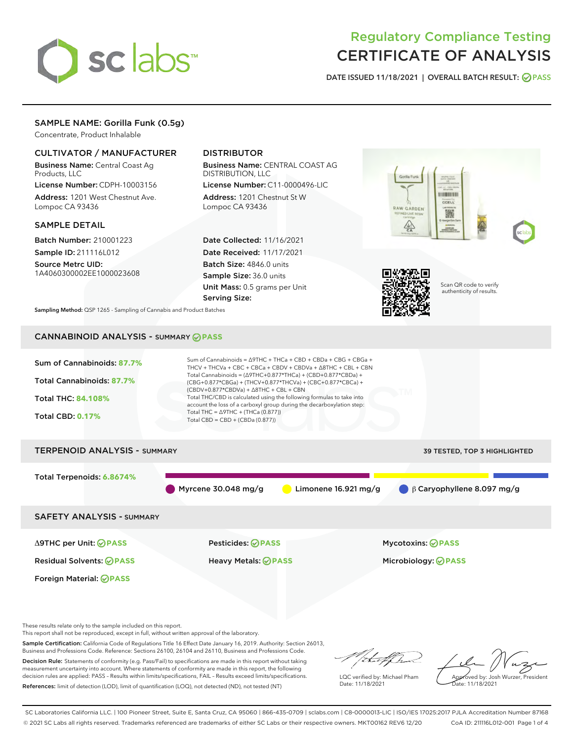# Regulatory Compliance Testing
# CERTIFICATE OF ANALYSIS

**DATE ISSUED** 11/18/2021 | **OVERALL BATCH RESULT:** PASS

## SAMPLE NAME: Gorilla Funk (0.5g)

Concentrate, Product Inhalable

### CULTIVATOR / MANUFACTURER

**Business Name:** Central Coast Ag Products, LLC

**License Number:** CDPH-10003156

**Address:** 1201 West Chestnut Ave. Lompoc CA 93436

### DISTRIBUTOR

**Business Name:** CENTRAL COAST AG DISTRIBUTION, LLC

**License Number:** C11-0000496-LIC

**Address:** 1201 Chestnut St W Lompoc CA 93436

### SAMPLE DETAIL

**Batch Number:** 210001223

**Sample ID:** 211116L012

**Source Metrc UID:** 1A4060300002EE1000023608

**Date Collected:** 11/16/2021

**Date Received:** 11/17/2021

**Batch Size:** 4846.0 units

**Sample Size:** 36.0 units

**Unit Mass:** 0.5 grams per Unit

**Serving Size:**

Scan QR code to verify authenticity of results.

**Sampling Method:** QSP 1265 - Sampling of Cannabis and Product Batches

## CANNABINOID ANALYSIS - SUMMARY PASS

Sum of Cannabinoids: **87.7%**

Total Cannabinoids: **87.7%**

Total THC: **84.108%**

Total CBD: **0.17%**

Sum of Cannabinoids = Δ9THC + THCa + CBD + CBDa + CBG + CBGa + THCV + THCVa + CBC + CBCa + CBDV + CBDVa + Δ8THC + CBL + CBN

Total Cannabinoids = (Δ9THC+0.877*THCa) + (CBD+0.877*CBDa) + (CBG+0.877*CBGa) + (THCV+0.877*THCVa) + (CBC+0.877*CBCa) + (CBDV+0.877*CBDVa) + Δ8THC + CBL + CBN

Total THC/CBD is calculated using the following formulas to take into account the loss of a carboxyl group during the decarboxylation step:

Total THC = Δ9THC + (THCa (0.877))

Total CBD = CBD + (CBDa (0.877))

## TERPENOID ANALYSIS - SUMMARY

39 TESTED, TOP 3 HIGHLIGHTED

Total Terpenoids: **6.8674%**

Myrcene 30.048 mg/g

Limonene 16.921 mg/g

β Caryophyllene 8.097 mg/g

## SAFETY ANALYSIS - SUMMARY

| | | |
|---|---|---|
| Δ9THC per Unit: PASS | Pesticides: PASS | Mycotoxins: PASS |
| Residual Solvents: PASS | Heavy Metals: PASS | Microbiology: PASS |
| Foreign Material: PASS | | |

These results relate only to the sample included on this report.
This report shall not be reproduced, except in full, without written approval of the laboratory.

**Sample Certification:** California Code of Regulations Title 16 Effect Date January 16, 2019. Authority: Section 26013, Business and Professions Code. Reference: Sections 26100, 26104 and 26110, Business and Professions Code.

**Decision Rule:** Statements of conformity (e.g. Pass/Fail) to specifications are made in this report without taking measurement uncertainty into account. Where statements of conformity are made in this report, the following decision rules are applied: PASS – Results within limits/specifications, FAIL – Results exceed limits/specifications.

**References:** limit of detection (LOD), limit of quantification (LOQ), not detected (ND), not tested (NT)

LQC verified by: Michael Pham
Date: 11/18/2021

Approved by: Josh Wurzer, President
Date: 11/18/2021

SC Laboratories California LLC. | 100 Pioneer Street, Suite E, Santa Cruz, CA 95060 | 866-435-0709 | sclabs.com | C8-0000013-LIC | ISO/IES 17025:2017 PJLA Accreditation Number 87168
© 2021 SC Labs all rights reserved. Trademarks referenced are trademarks of either SC Labs or their respective owners. MKT00162 REV6 12/20 CoA ID: 211116L012-001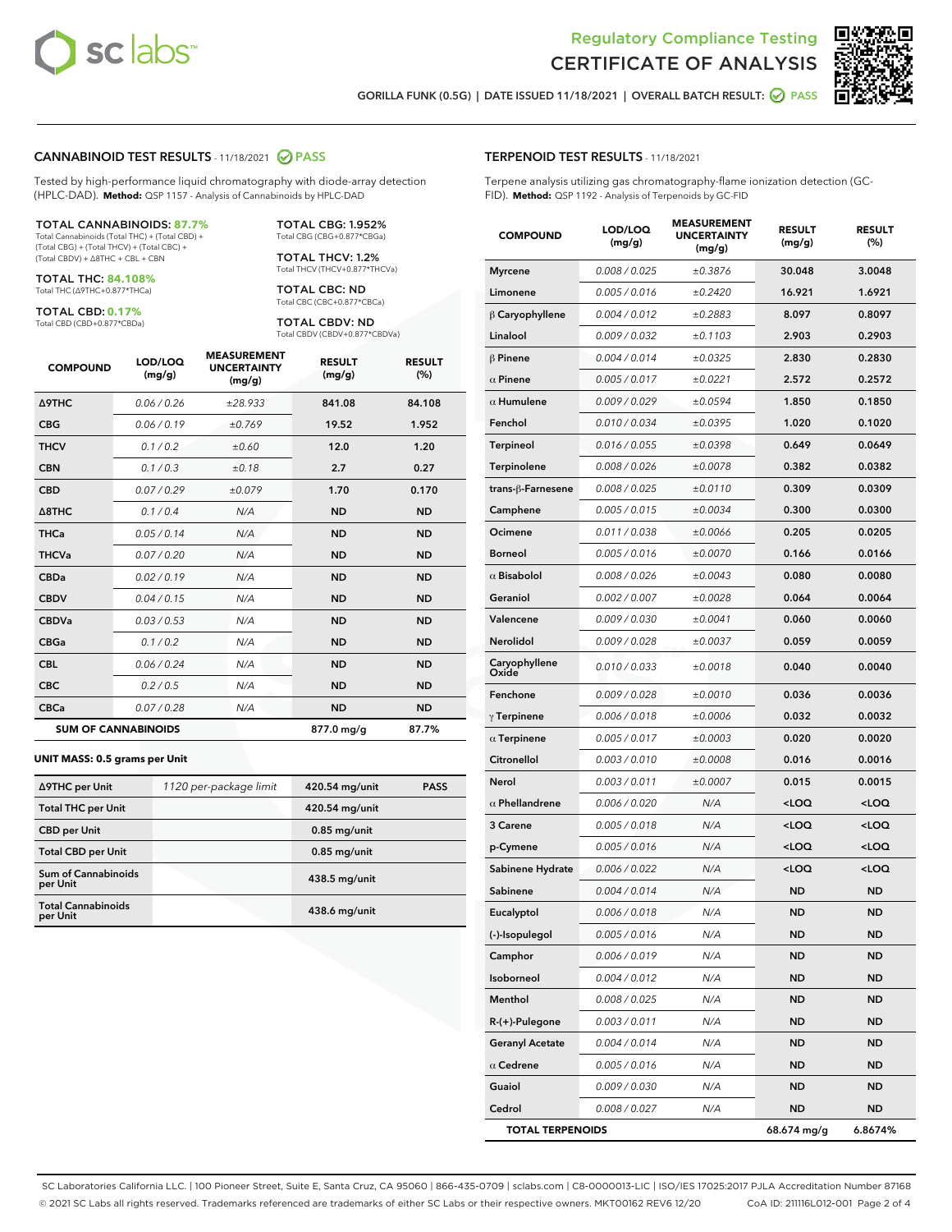Regulatory Compliance Testing
# CERTIFICATE OF ANALYSIS

GORILLA FUNK (0.5G) | DATE ISSUED 11/18/2021 | OVERALL BATCH RESULT: PASS

## CANNABINOID TEST RESULTS - 11/18/2021 PASS

Tested by high-performance liquid chromatography with diode-array detection (HPLC-DAD). **Method:** QSP 1157 - Analysis of Cannabinoids by HPLC-DAD

**TOTAL CANNABINOIDS: 87.7%**
Total Cannabinoids (Total THC) + (Total CBD) + (Total CBG) + (Total THCV) + (Total CBC) + (Total CBDV) + Δ8THC + CBL + CBN

**TOTAL THC: 84.108%**
Total THC (Δ9THC+0.877*THCa)

**TOTAL CBD: 0.17%**
Total CBD (CBD+0.877*CBDa)

**TOTAL CBG: 1.952%**
Total CBG (CBG+0.877*CBGa)

**TOTAL THCV: 1.2%**
Total THCV (THCV+0.877*THCVa)

**TOTAL CBC: ND**
Total CBC (CBC+0.877*CBCa)

**TOTAL CBDV: ND**
Total CBDV (CBDV+0.877*CBDVa)

| COMPOUND | LOD/LOQ (mg/g) | MEASUREMENT UNCERTAINTY (mg/g) | RESULT (mg/g) | RESULT (%) |
|---|---|---|---|---|
| Δ9THC | 0.06 / 0.26 | ±28.933 | 841.08 | 84.108 |
| CBG | 0.06 / 0.19 | ±0.769 | 19.52 | 1.952 |
| THCV | 0.1 / 0.2 | ±0.60 | 12.0 | 1.20 |
| CBN | 0.1 / 0.3 | ±0.18 | 2.7 | 0.27 |
| CBD | 0.07 / 0.29 | ±0.079 | 1.70 | 0.170 |
| Δ8THC | 0.1 / 0.4 | N/A | ND | ND |
| THCa | 0.05 / 0.14 | N/A | ND | ND |
| THCVa | 0.07 / 0.20 | N/A | ND | ND |
| CBDa | 0.02 / 0.19 | N/A | ND | ND |
| CBDV | 0.04 / 0.15 | N/A | ND | ND |
| CBDVa | 0.03 / 0.53 | N/A | ND | ND |
| CBGa | 0.1 / 0.2 | N/A | ND | ND |
| CBL | 0.06 / 0.24 | N/A | ND | ND |
| CBC | 0.2 / 0.5 | N/A | ND | ND |
| CBCa | 0.07 / 0.28 | N/A | ND | ND |
| **SUM OF CANNABINOIDS** | | | 877.0 mg/g | 87.7% |

**UNIT MASS: 0.5 grams per Unit**

| | | | |
|---|---|---|---|
| Δ9THC per Unit | 1120 per-package limit | 420.54 mg/unit | PASS |
| Total THC per Unit | | 420.54 mg/unit | |
| CBD per Unit | | 0.85 mg/unit | |
| Total CBD per Unit | | 0.85 mg/unit | |
| Sum of Cannabinoids per Unit | | 438.5 mg/unit | |
| Total Cannabinoids per Unit | | 438.6 mg/unit | |

## TERPENOID TEST RESULTS - 11/18/2021

Terpene analysis utilizing gas chromatography-flame ionization detection (GC-FID). **Method:** QSP 1192 - Analysis of Terpenoids by GC-FID

| COMPOUND | LOD/LOQ (mg/g) | MEASUREMENT UNCERTAINTY (mg/g) | RESULT (mg/g) | RESULT (%) |
|---|---|---|---|---|
| Myrcene | 0.008 / 0.025 | ±0.3876 | 30.048 | 3.0048 |
| Limonene | 0.005 / 0.016 | ±0.2420 | 16.921 | 1.6921 |
| β Caryophyllene | 0.004 / 0.012 | ±0.2883 | 8.097 | 0.8097 |
| Linalool | 0.009 / 0.032 | ±0.1103 | 2.903 | 0.2903 |
| β Pinene | 0.004 / 0.014 | ±0.0325 | 2.830 | 0.2830 |
| α Pinene | 0.005 / 0.017 | ±0.0221 | 2.572 | 0.2572 |
| α Humulene | 0.009 / 0.029 | ±0.0594 | 1.850 | 0.1850 |
| Fenchol | 0.010 / 0.034 | ±0.0395 | 1.020 | 0.1020 |
| Terpineol | 0.016 / 0.055 | ±0.0398 | 0.649 | 0.0649 |
| Terpinolene | 0.008 / 0.026 | ±0.0078 | 0.382 | 0.0382 |
| trans-β-Farnesene | 0.008 / 0.025 | ±0.0110 | 0.309 | 0.0309 |
| Camphene | 0.005 / 0.015 | ±0.0034 | 0.300 | 0.0300 |
| Ocimene | 0.011 / 0.038 | ±0.0066 | 0.205 | 0.0205 |
| Borneol | 0.005 / 0.016 | ±0.0070 | 0.166 | 0.0166 |
| α Bisabolol | 0.008 / 0.026 | ±0.0043 | 0.080 | 0.0080 |
| Geraniol | 0.002 / 0.007 | ±0.0028 | 0.064 | 0.0064 |
| Valencene | 0.009 / 0.030 | ±0.0041 | 0.060 | 0.0060 |
| Nerolidol | 0.009 / 0.028 | ±0.0037 | 0.059 | 0.0059 |
| Caryophyllene Oxide | 0.010 / 0.033 | ±0.0018 | 0.040 | 0.0040 |
| Fenchone | 0.009 / 0.028 | ±0.0010 | 0.036 | 0.0036 |
| γ Terpinene | 0.006 / 0.018 | ±0.0006 | 0.032 | 0.0032 |
| α Terpinene | 0.005 / 0.017 | ±0.0003 | 0.020 | 0.0020 |
| Citronellol | 0.003 / 0.010 | ±0.0008 | 0.016 | 0.0016 |
| Nerol | 0.003 / 0.011 | ±0.0007 | 0.015 | 0.0015 |
| α Phellandrene | 0.006 / 0.020 | N/A | <LOQ | <LOQ |
| 3 Carene | 0.005 / 0.018 | N/A | <LOQ | <LOQ |
| p-Cymene | 0.005 / 0.016 | N/A | <LOQ | <LOQ |
| Sabinene Hydrate | 0.006 / 0.022 | N/A | <LOQ | <LOQ |
| Sabinene | 0.004 / 0.014 | N/A | ND | ND |
| Eucalyptol | 0.006 / 0.018 | N/A | ND | ND |
| (-)-Isopulegol | 0.005 / 0.016 | N/A | ND | ND |
| Camphor | 0.006 / 0.019 | N/A | ND | ND |
| Isoborneol | 0.004 / 0.012 | N/A | ND | ND |
| Menthol | 0.008 / 0.025 | N/A | ND | ND |
| R-(+)-Pulegone | 0.003 / 0.011 | N/A | ND | ND |
| Geranyl Acetate | 0.004 / 0.014 | N/A | ND | ND |
| α Cedrene | 0.005 / 0.016 | N/A | ND | ND |
| Guaiol | 0.009 / 0.030 | N/A | ND | ND |
| Cedrol | 0.008 / 0.027 | N/A | ND | ND |
| **TOTAL TERPENOIDS** | | | 68.674 mg/g | 6.8674% |

SC Laboratories California LLC. | 100 Pioneer Street, Suite E, Santa Cruz, CA 95060 | 866-435-0709 | sclabs.com | C8-0000013-LIC | ISO/IES 17025:2017 PJLA Accreditation Number 87168
© 2021 SC Labs all rights reserved. Trademarks referenced are trademarks of either SC Labs or their respective owners. MKT00162 REV6 12/20 CoA ID: 211116L012-001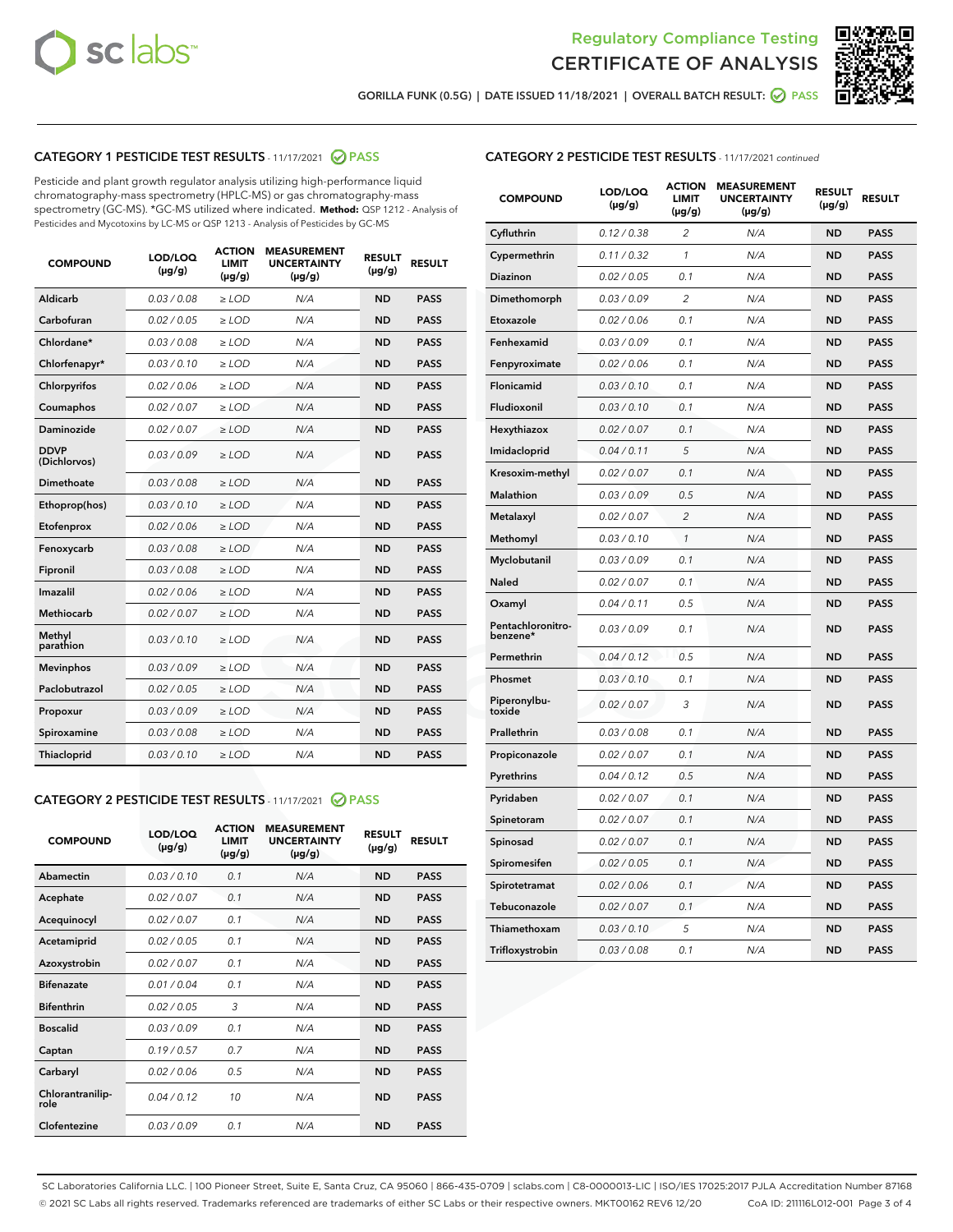Regulatory Compliance Testing
CERTIFICATE OF ANALYSIS

GORILLA FUNK (0.5G) | DATE ISSUED 11/18/2021 | OVERALL BATCH RESULT: PASS

## CATEGORY 1 PESTICIDE TEST RESULTS - 11/17/2021 PASS

Pesticide and plant growth regulator analysis utilizing high-performance liquid chromatography-mass spectrometry (HPLC-MS) or gas chromatography-mass spectrometry (GC-MS). *GC-MS utilized where indicated. **Method:** QSP 1212 - Analysis of Pesticides and Mycotoxins by LC-MS or QSP 1213 - Analysis of Pesticides by GC-MS

| COMPOUND | LOD/LOQ (µg/g) | ACTION LIMIT (µg/g) | MEASUREMENT UNCERTAINTY (µg/g) | RESULT (µg/g) | RESULT |
|---|---|---|---|---|---|
| Aldicarb | 0.03 / 0.08 | ≥ LOD | N/A | ND | PASS |
| Carbofuran | 0.02 / 0.05 | ≥ LOD | N/A | ND | PASS |
| Chlordane* | 0.03 / 0.08 | ≥ LOD | N/A | ND | PASS |
| Chlorfenapyr* | 0.03 / 0.10 | ≥ LOD | N/A | ND | PASS |
| Chlorpyrifos | 0.02 / 0.06 | ≥ LOD | N/A | ND | PASS |
| Coumaphos | 0.02 / 0.07 | ≥ LOD | N/A | ND | PASS |
| Daminozide | 0.02 / 0.07 | ≥ LOD | N/A | ND | PASS |
| DDVP (Dichlorvos) | 0.03 / 0.09 | ≥ LOD | N/A | ND | PASS |
| Dimethoate | 0.03 / 0.08 | ≥ LOD | N/A | ND | PASS |
| Ethoprop(hos) | 0.03 / 0.10 | ≥ LOD | N/A | ND | PASS |
| Etofenprox | 0.02 / 0.06 | ≥ LOD | N/A | ND | PASS |
| Fenoxycarb | 0.03 / 0.08 | ≥ LOD | N/A | ND | PASS |
| Fipronil | 0.03 / 0.08 | ≥ LOD | N/A | ND | PASS |
| Imazalil | 0.02 / 0.06 | ≥ LOD | N/A | ND | PASS |
| Methiocarb | 0.02 / 0.07 | ≥ LOD | N/A | ND | PASS |
| Methyl parathion | 0.03 / 0.10 | ≥ LOD | N/A | ND | PASS |
| Mevinphos | 0.03 / 0.09 | ≥ LOD | N/A | ND | PASS |
| Paclobutrazol | 0.02 / 0.05 | ≥ LOD | N/A | ND | PASS |
| Propoxur | 0.03 / 0.09 | ≥ LOD | N/A | ND | PASS |
| Spiroxamine | 0.03 / 0.08 | ≥ LOD | N/A | ND | PASS |
| Thiacloprid | 0.03 / 0.10 | ≥ LOD | N/A | ND | PASS |

## CATEGORY 2 PESTICIDE TEST RESULTS - 11/17/2021 PASS

| COMPOUND | LOD/LOQ (µg/g) | ACTION LIMIT (µg/g) | MEASUREMENT UNCERTAINTY (µg/g) | RESULT (µg/g) | RESULT |
|---|---|---|---|---|---|
| Abamectin | 0.03 / 0.10 | 0.1 | N/A | ND | PASS |
| Acephate | 0.02 / 0.07 | 0.1 | N/A | ND | PASS |
| Acequinocyl | 0.02 / 0.07 | 0.1 | N/A | ND | PASS |
| Acetamiprid | 0.02 / 0.05 | 0.1 | N/A | ND | PASS |
| Azoxystrobin | 0.02 / 0.07 | 0.1 | N/A | ND | PASS |
| Bifenazate | 0.01 / 0.04 | 0.1 | N/A | ND | PASS |
| Bifenthrin | 0.02 / 0.05 | 3 | N/A | ND | PASS |
| Boscalid | 0.03 / 0.09 | 0.1 | N/A | ND | PASS |
| Captan | 0.19 / 0.57 | 0.7 | N/A | ND | PASS |
| Carbaryl | 0.02 / 0.06 | 0.5 | N/A | ND | PASS |
| Chlorantraniliprole | 0.04 / 0.12 | 10 | N/A | ND | PASS |
| Clofentezine | 0.03 / 0.09 | 0.1 | N/A | ND | PASS |
| Cyfluthrin | 0.12 / 0.38 | 2 | N/A | ND | PASS |
| Cypermethrin | 0.11 / 0.32 | 1 | N/A | ND | PASS |
| Diazinon | 0.02 / 0.05 | 0.1 | N/A | ND | PASS |
| Dimethomorph | 0.03 / 0.09 | 2 | N/A | ND | PASS |
| Etoxazole | 0.02 / 0.06 | 0.1 | N/A | ND | PASS |
| Fenhexamid | 0.03 / 0.09 | 0.1 | N/A | ND | PASS |
| Fenpyroximate | 0.02 / 0.06 | 0.1 | N/A | ND | PASS |
| Flonicamid | 0.03 / 0.10 | 0.1 | N/A | ND | PASS |
| Fludioxonil | 0.03 / 0.10 | 0.1 | N/A | ND | PASS |
| Hexythiazox | 0.02 / 0.07 | 0.1 | N/A | ND | PASS |
| Imidacloprid | 0.04 / 0.11 | 5 | N/A | ND | PASS |
| Kresoxim-methyl | 0.02 / 0.07 | 0.1 | N/A | ND | PASS |
| Malathion | 0.03 / 0.09 | 0.5 | N/A | ND | PASS |
| Metalaxyl | 0.02 / 0.07 | 2 | N/A | ND | PASS |
| Methomyl | 0.03 / 0.10 | 1 | N/A | ND | PASS |
| Myclobutanil | 0.03 / 0.09 | 0.1 | N/A | ND | PASS |
| Naled | 0.02 / 0.07 | 0.1 | N/A | ND | PASS |
| Oxamyl | 0.04 / 0.11 | 0.5 | N/A | ND | PASS |
| Pentachloronitrobenzene* | 0.03 / 0.09 | 0.1 | N/A | ND | PASS |
| Permethrin | 0.04 / 0.12 | 0.5 | N/A | ND | PASS |
| Phosmet | 0.03 / 0.10 | 0.1 | N/A | ND | PASS |
| Piperonylbutoxide | 0.02 / 0.07 | 3 | N/A | ND | PASS |
| Prallethrin | 0.03 / 0.08 | 0.1 | N/A | ND | PASS |
| Propiconazole | 0.02 / 0.07 | 0.1 | N/A | ND | PASS |
| Pyrethrins | 0.04 / 0.12 | 0.5 | N/A | ND | PASS |
| Pyridaben | 0.02 / 0.07 | 0.1 | N/A | ND | PASS |
| Spinetoram | 0.02 / 0.07 | 0.1 | N/A | ND | PASS |
| Spinosad | 0.02 / 0.07 | 0.1 | N/A | ND | PASS |
| Spiromesifen | 0.02 / 0.05 | 0.1 | N/A | ND | PASS |
| Spirotetramat | 0.02 / 0.06 | 0.1 | N/A | ND | PASS |
| Tebuconazole | 0.02 / 0.07 | 0.1 | N/A | ND | PASS |
| Thiamethoxam | 0.03 / 0.10 | 5 | N/A | ND | PASS |
| Trifloxystrobin | 0.03 / 0.08 | 0.1 | N/A | ND | PASS |

SC Laboratories California LLC. | 100 Pioneer Street, Suite E, Santa Cruz, CA 95060 | 866-435-0709 | sclabs.com | C8-0000013-LIC | ISO/IES 17025:2017 PJLA Accreditation Number 87168
© 2021 SC Labs all rights reserved. Trademarks referenced are trademarks of either SC Labs or their respective owners. MKT00162 REV6 12/20 CoA ID: 211116L012-001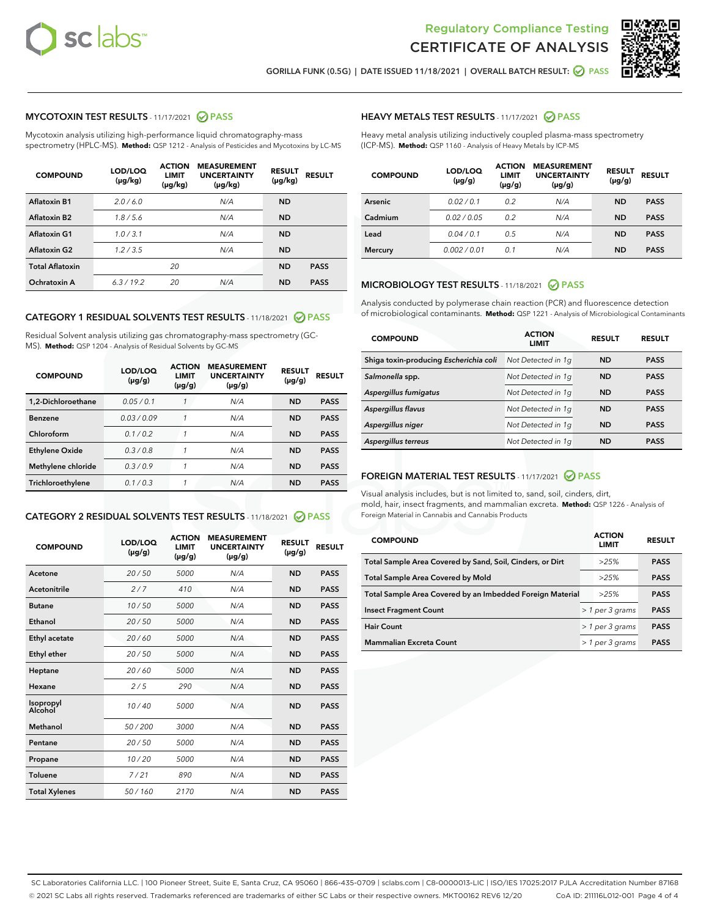Regulatory Compliance Testing

# CERTIFICATE OF ANALYSIS

GORILLA FUNK (0.5G) | DATE ISSUED 11/18/2021 | OVERALL BATCH RESULT: PASS

## MYCOTOXIN TEST RESULTS - 11/17/2021 PASS

Mycotoxin analysis utilizing high-performance liquid chromatography-mass spectrometry (HPLC-MS). **Method:** QSP 1212 - Analysis of Pesticides and Mycotoxins by LC-MS

| COMPOUND | LOD/LOQ (µg/kg) | ACTION LIMIT (µg/kg) | MEASUREMENT UNCERTAINTY (µg/kg) | RESULT (µg/kg) | RESULT |
|---|---|---|---|---|---|
| Aflatoxin B1 | 2.0 / 6.0 | | N/A | ND | |
| Aflatoxin B2 | 1.8 / 5.6 | | N/A | ND | |
| Aflatoxin G1 | 1.0 / 3.1 | | N/A | ND | |
| Aflatoxin G2 | 1.2 / 3.5 | | N/A | ND | |
| Total Aflatoxin | | 20 | | ND | PASS |
| Ochratoxin A | 6.3 / 19.2 | 20 | N/A | ND | PASS |

## CATEGORY 1 RESIDUAL SOLVENTS TEST RESULTS - 11/18/2021 PASS

Residual Solvent analysis utilizing gas chromatography-mass spectrometry (GC-MS). **Method:** QSP 1204 - Analysis of Residual Solvents by GC-MS

| COMPOUND | LOD/LOQ (µg/g) | ACTION LIMIT (µg/g) | MEASUREMENT UNCERTAINTY (µg/g) | RESULT (µg/g) | RESULT |
|---|---|---|---|---|---|
| 1,2-Dichloroethane | 0.05 / 0.1 | 1 | N/A | ND | PASS |
| Benzene | 0.03 / 0.09 | 1 | N/A | ND | PASS |
| Chloroform | 0.1 / 0.2 | 1 | N/A | ND | PASS |
| Ethylene Oxide | 0.3 / 0.8 | 1 | N/A | ND | PASS |
| Methylene chloride | 0.3 / 0.9 | 1 | N/A | ND | PASS |
| Trichloroethylene | 0.1 / 0.3 | 1 | N/A | ND | PASS |

## CATEGORY 2 RESIDUAL SOLVENTS TEST RESULTS - 11/18/2021 PASS

| COMPOUND | LOD/LOQ (µg/g) | ACTION LIMIT (µg/g) | MEASUREMENT UNCERTAINTY (µg/g) | RESULT (µg/g) | RESULT |
|---|---|---|---|---|---|
| Acetone | 20 / 50 | 5000 | N/A | ND | PASS |
| Acetonitrile | 2 / 7 | 410 | N/A | ND | PASS |
| Butane | 10 / 50 | 5000 | N/A | ND | PASS |
| Ethanol | 20 / 50 | 5000 | N/A | ND | PASS |
| Ethyl acetate | 20 / 60 | 5000 | N/A | ND | PASS |
| Ethyl ether | 20 / 50 | 5000 | N/A | ND | PASS |
| Heptane | 20 / 60 | 5000 | N/A | ND | PASS |
| Hexane | 2 / 5 | 290 | N/A | ND | PASS |
| Isopropyl Alcohol | 10 / 40 | 5000 | N/A | ND | PASS |
| Methanol | 50 / 200 | 3000 | N/A | ND | PASS |
| Pentane | 20 / 50 | 5000 | N/A | ND | PASS |
| Propane | 10 / 20 | 5000 | N/A | ND | PASS |
| Toluene | 7 / 21 | 890 | N/A | ND | PASS |
| Total Xylenes | 50 / 160 | 2170 | N/A | ND | PASS |

## HEAVY METALS TEST RESULTS - 11/17/2021 PASS

Heavy metal analysis utilizing inductively coupled plasma-mass spectrometry (ICP-MS). **Method:** QSP 1160 - Analysis of Heavy Metals by ICP-MS

| COMPOUND | LOD/LOQ (µg/g) | ACTION LIMIT (µg/g) | MEASUREMENT UNCERTAINTY (µg/g) | RESULT (µg/g) | RESULT |
|---|---|---|---|---|---|
| Arsenic | 0.02 / 0.1 | 0.2 | N/A | ND | PASS |
| Cadmium | 0.02 / 0.05 | 0.2 | N/A | ND | PASS |
| Lead | 0.04 / 0.1 | 0.5 | N/A | ND | PASS |
| Mercury | 0.002 / 0.01 | 0.1 | N/A | ND | PASS |

## MICROBIOLOGY TEST RESULTS - 11/18/2021 PASS

Analysis conducted by polymerase chain reaction (PCR) and fluorescence detection of microbiological contaminants. **Method:** QSP 1221 - Analysis of Microbiological Contaminants

| COMPOUND | ACTION LIMIT | RESULT | RESULT |
|---|---|---|---|
| Shiga toxin-producing *Escherichia coli* | Not Detected in 1g | ND | PASS |
| *Salmonella* spp. | Not Detected in 1g | ND | PASS |
| *Aspergillus fumigatus* | Not Detected in 1g | ND | PASS |
| *Aspergillus flavus* | Not Detected in 1g | ND | PASS |
| *Aspergillus niger* | Not Detected in 1g | ND | PASS |
| *Aspergillus terreus* | Not Detected in 1g | ND | PASS |

## FOREIGN MATERIAL TEST RESULTS - 11/17/2021 PASS

Visual analysis includes, but is not limited to, sand, soil, cinders, dirt, mold, hair, insect fragments, and mammalian excreta. **Method:** QSP 1226 - Analysis of Foreign Material in Cannabis and Cannabis Products

| COMPOUND | ACTION LIMIT | RESULT |
|---|---|---|
| Total Sample Area Covered by Sand, Soil, Cinders, or Dirt | >25% | PASS |
| Total Sample Area Covered by Mold | >25% | PASS |
| Total Sample Area Covered by an Imbedded Foreign Material | >25% | PASS |
| Insect Fragment Count | > 1 per 3 grams | PASS |
| Hair Count | > 1 per 3 grams | PASS |
| Mammalian Excreta Count | > 1 per 3 grams | PASS |

SC Laboratories California LLC. | 100 Pioneer Street, Suite E, Santa Cruz, CA 95060 | 866-435-0709 | sclabs.com | C8-0000013-LIC | ISO/IES 17025:2017 PJLA Accreditation Number 87168
© 2021 SC Labs all rights reserved. Trademarks referenced are trademarks of either SC Labs or their respective owners. MKT00162 REV6 12/20 CoA ID: 211116L012-001